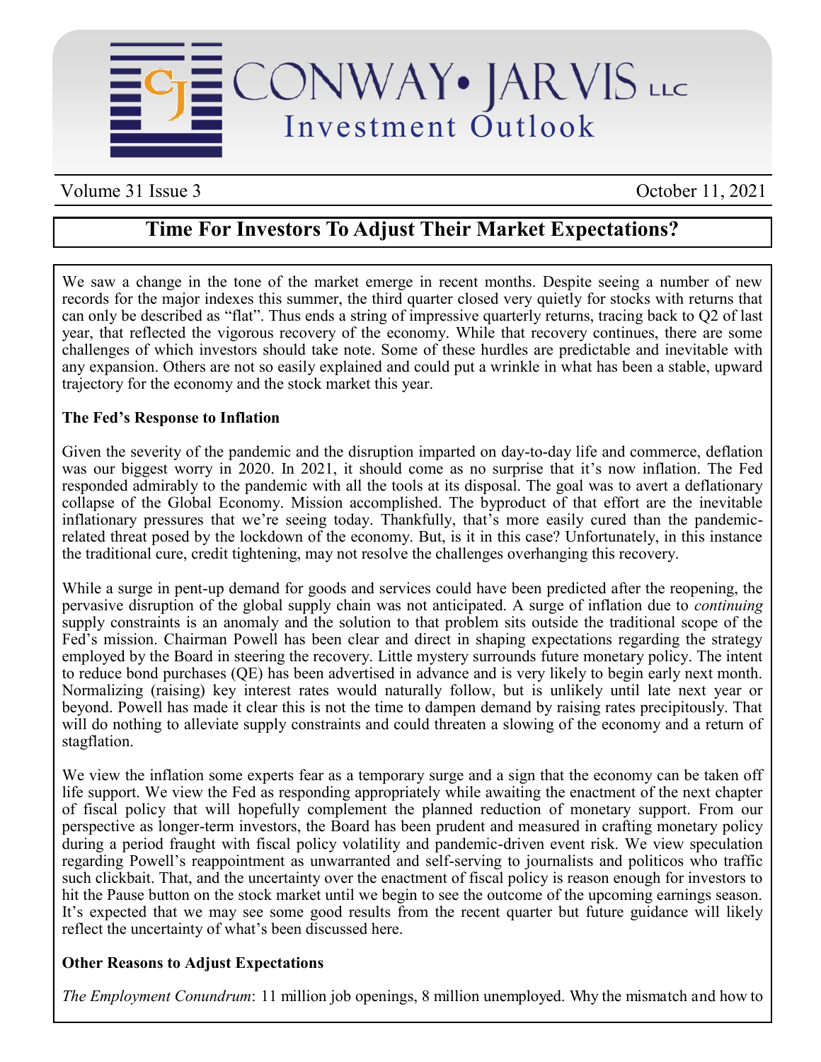# CONWAY • JARVIS LLC
## Investment Outlook

Volume 31 Issue 3 — October 11, 2021

## Time For Investors To Adjust Their Market Expectations?

We saw a change in the tone of the market emerge in recent months. Despite seeing a number of new records for the major indexes this summer, the third quarter closed very quietly for stocks with returns that can only be described as "flat". Thus ends a string of impressive quarterly returns, tracing back to Q2 of last year, that reflected the vigorous recovery of the economy. While that recovery continues, there are some challenges of which investors should take note. Some of these hurdles are predictable and inevitable with any expansion. Others are not so easily explained and could put a wrinkle in what has been a stable, upward trajectory for the economy and the stock market this year.

**The Fed's Response to Inflation**

Given the severity of the pandemic and the disruption imparted on day-to-day life and commerce, deflation was our biggest worry in 2020. In 2021, it should come as no surprise that it's now inflation. The Fed responded admirably to the pandemic with all the tools at its disposal. The goal was to avert a deflationary collapse of the Global Economy. Mission accomplished. The byproduct of that effort are the inevitable inflationary pressures that we're seeing today. Thankfully, that's more easily cured than the pandemic-related threat posed by the lockdown of the economy. But, is it in this case? Unfortunately, in this instance the traditional cure, credit tightening, may not resolve the challenges overhanging this recovery.

While a surge in pent-up demand for goods and services could have been predicted after the reopening, the pervasive disruption of the global supply chain was not anticipated. A surge of inflation due to *continuing* supply constraints is an anomaly and the solution to that problem sits outside the traditional scope of the Fed's mission. Chairman Powell has been clear and direct in shaping expectations regarding the strategy employed by the Board in steering the recovery. Little mystery surrounds future monetary policy. The intent to reduce bond purchases (QE) has been advertised in advance and is very likely to begin early next month. Normalizing (raising) key interest rates would naturally follow, but is unlikely until late next year or beyond. Powell has made it clear this is not the time to dampen demand by raising rates precipitously. That will do nothing to alleviate supply constraints and could threaten a slowing of the economy and a return of stagflation.

We view the inflation some experts fear as a temporary surge and a sign that the economy can be taken off life support. We view the Fed as responding appropriately while awaiting the enactment of the next chapter of fiscal policy that will hopefully complement the planned reduction of monetary support. From our perspective as longer-term investors, the Board has been prudent and measured in crafting monetary policy during a period fraught with fiscal policy volatility and pandemic-driven event risk. We view speculation regarding Powell's reappointment as unwarranted and self-serving to journalists and politicos who traffic such clickbait. That, and the uncertainty over the enactment of fiscal policy is reason enough for investors to hit the Pause button on the stock market until we begin to see the outcome of the upcoming earnings season. It's expected that we may see some good results from the recent quarter but future guidance will likely reflect the uncertainty of what's been discussed here.

**Other Reasons to Adjust Expectations**

*The Employment Conundrum*: 11 million job openings, 8 million unemployed. Why the mismatch and how to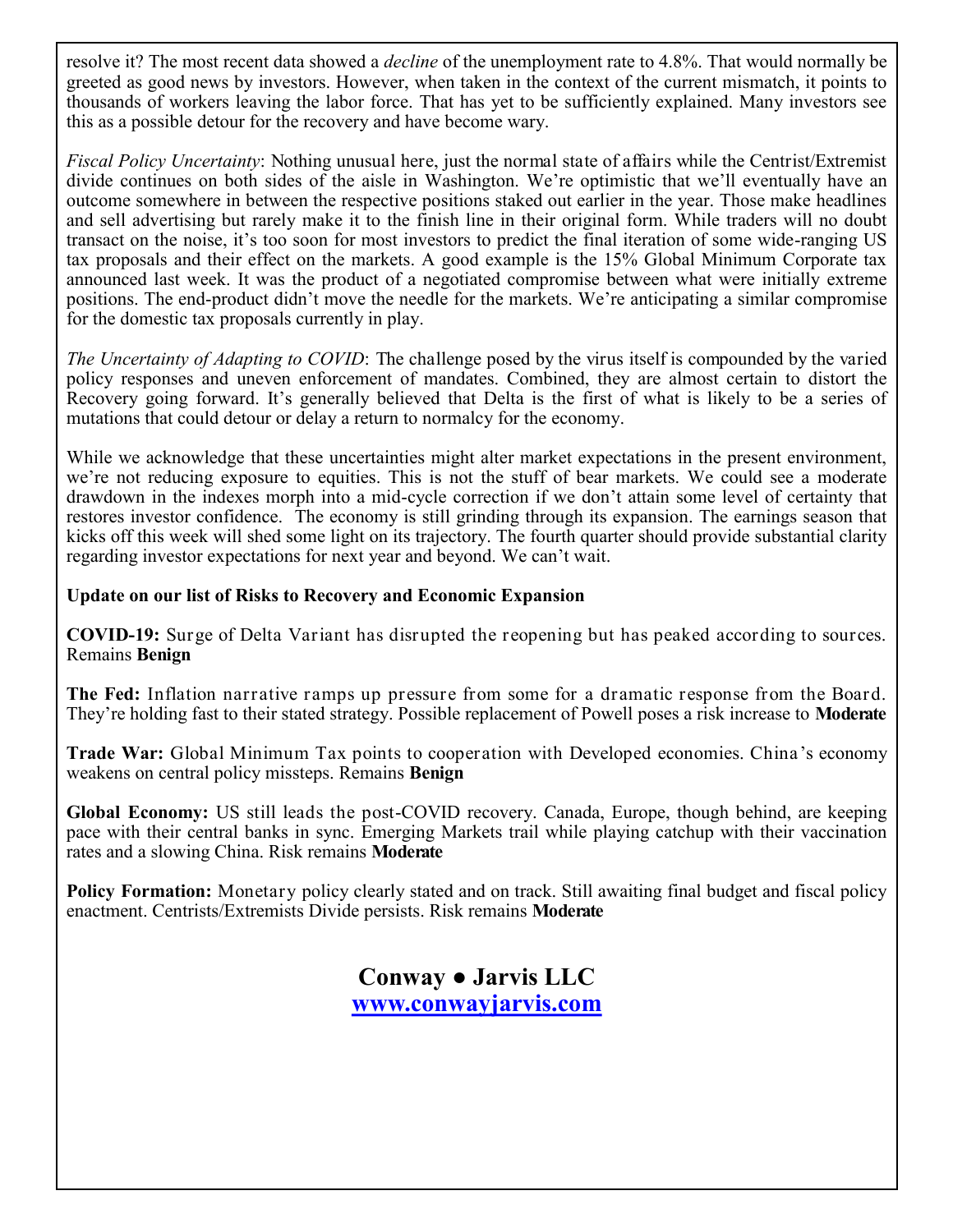resolve it? The most recent data showed a *decline* of the unemployment rate to 4.8%. That would normally be greeted as good news by investors. However, when taken in the context of the current mismatch, it points to thousands of workers leaving the labor force. That has yet to be sufficiently explained. Many investors see this as a possible detour for the recovery and have become wary.

*Fiscal Policy Uncertainty*: Nothing unusual here, just the normal state of affairs while the Centrist/Extremist divide continues on both sides of the aisle in Washington. We're optimistic that we'll eventually have an outcome somewhere in between the respective positions staked out earlier in the year. Those make headlines and sell advertising but rarely make it to the finish line in their original form. While traders will no doubt transact on the noise, it's too soon for most investors to predict the final iteration of some wide-ranging US tax proposals and their effect on the markets. A good example is the 15% Global Minimum Corporate tax announced last week. It was the product of a negotiated compromise between what were initially extreme positions. The end-product didn't move the needle for the markets. We're anticipating a similar compromise for the domestic tax proposals currently in play.

*The Uncertainty of Adapting to COVID*: The challenge posed by the virus itself is compounded by the varied policy responses and uneven enforcement of mandates. Combined, they are almost certain to distort the Recovery going forward. It's generally believed that Delta is the first of what is likely to be a series of mutations that could detour or delay a return to normalcy for the economy.

While we acknowledge that these uncertainties might alter market expectations in the present environment, we're not reducing exposure to equities. This is not the stuff of bear markets. We could see a moderate drawdown in the indexes morph into a mid-cycle correction if we don't attain some level of certainty that restores investor confidence. The economy is still grinding through its expansion. The earnings season that kicks off this week will shed some light on its trajectory. The fourth quarter should provide substantial clarity regarding investor expectations for next year and beyond. We can't wait.

**Update on our list of Risks to Recovery and Economic Expansion**

**COVID-19:** Surge of Delta Variant has disrupted the reopening but has peaked according to sources. Remains **Benign**

**The Fed:** Inflation narrative ramps up pressure from some for a dramatic response from the Board. They're holding fast to their stated strategy. Possible replacement of Powell poses a risk increase to **Moderate**

**Trade War:** Global Minimum Tax points to cooperation with Developed economies. China's economy weakens on central policy missteps. Remains **Benign**

**Global Economy:** US still leads the post-COVID recovery. Canada, Europe, though behind, are keeping pace with their central banks in sync. Emerging Markets trail while playing catchup with their vaccination rates and a slowing China. Risk remains **Moderate**

**Policy Formation:** Monetary policy clearly stated and on track. Still awaiting final budget and fiscal policy enactment. Centrists/Extremists Divide persists. Risk remains **Moderate**

**Conway ● Jarvis LLC**

[www.conwayjarvis.com](http://www.conwayjarvis.com)